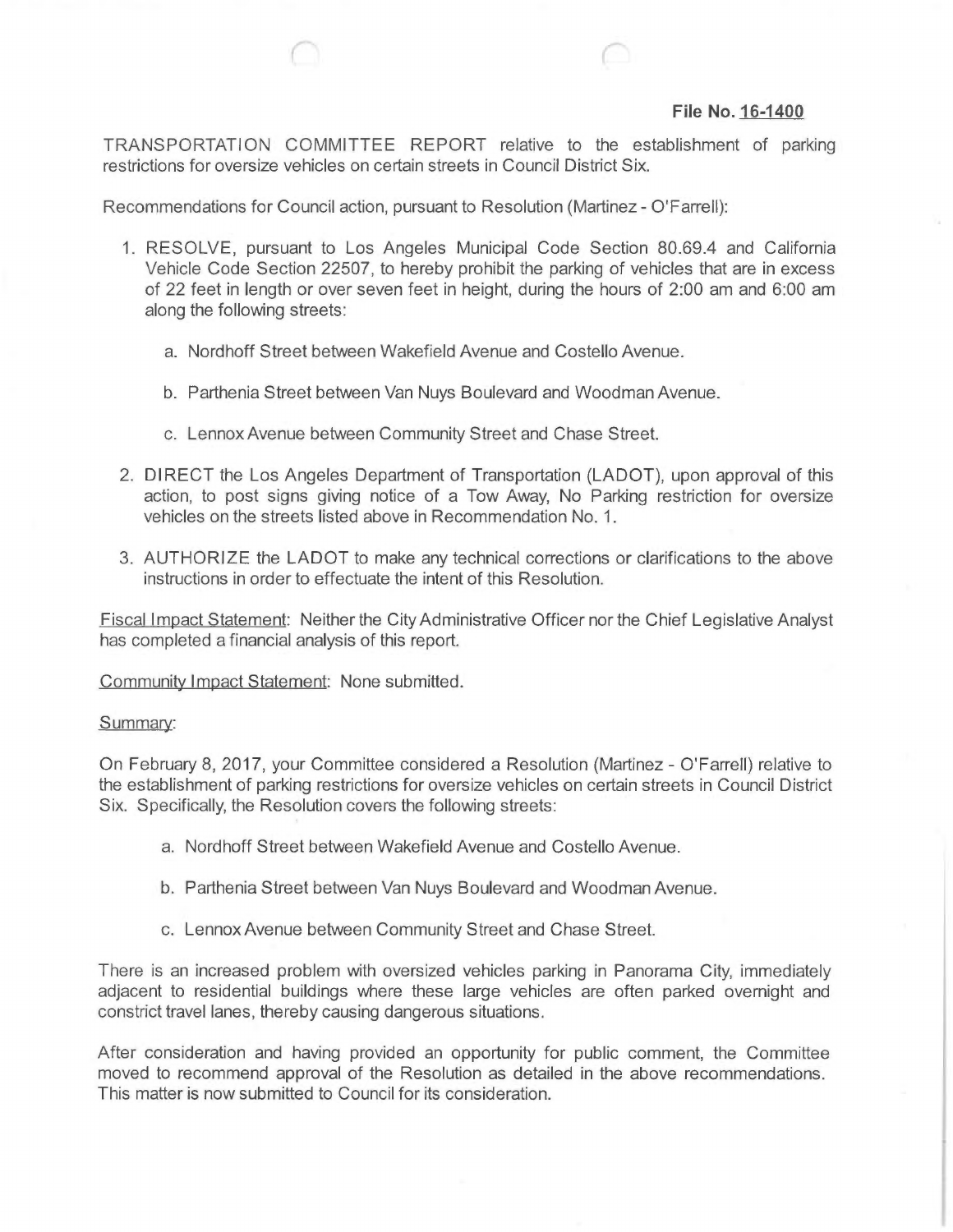**File No. 16-1400**

TRANSPORTATION COMMITTEE REPORT relative to the establishment of parking restrictions for oversize vehicles on certain streets in Council District Six.

Recommendations for Council action, pursuant to Resolution (Martinez - O'Farrell):

1. RESOLVE, pursuant to Los Angeles Municipal Code Section 80.69.4 and California Vehicle Code Section 22507, to hereby prohibit the parking of vehicles that are in excess of 22 feet in length or over seven feet in height, during the hours of 2:00 am and 6:00 am along the following streets:

   a. Nordhoff Street between Wakefield Avenue and Costello Avenue.

   b. Parthenia Street between Van Nuys Boulevard and Woodman Avenue.

   c. Lennox Avenue between Community Street and Chase Street.

2. DIRECT the Los Angeles Department of Transportation (LADOT), upon approval of this action, to post signs giving notice of a Tow Away, No Parking restriction for oversize vehicles on the streets listed above in Recommendation No. 1.

3. AUTHORIZE the LADOT to make any technical corrections or clarifications to the above instructions in order to effectuate the intent of this Resolution.

Fiscal Impact Statement: Neither the City Administrative Officer nor the Chief Legislative Analyst has completed a financial analysis of this report.

Community Impact Statement: None submitted.

Summary:

On February 8, 2017, your Committee considered a Resolution (Martinez - O'Farrell) relative to the establishment of parking restrictions for oversize vehicles on certain streets in Council District Six. Specifically, the Resolution covers the following streets:

a. Nordhoff Street between Wakefield Avenue and Costello Avenue.

b. Parthenia Street between Van Nuys Boulevard and Woodman Avenue.

c. Lennox Avenue between Community Street and Chase Street.

There is an increased problem with oversized vehicles parking in Panorama City, immediately adjacent to residential buildings where these large vehicles are often parked overnight and constrict travel lanes, thereby causing dangerous situations.

After consideration and having provided an opportunity for public comment, the Committee moved to recommend approval of the Resolution as detailed in the above recommendations. This matter is now submitted to Council for its consideration.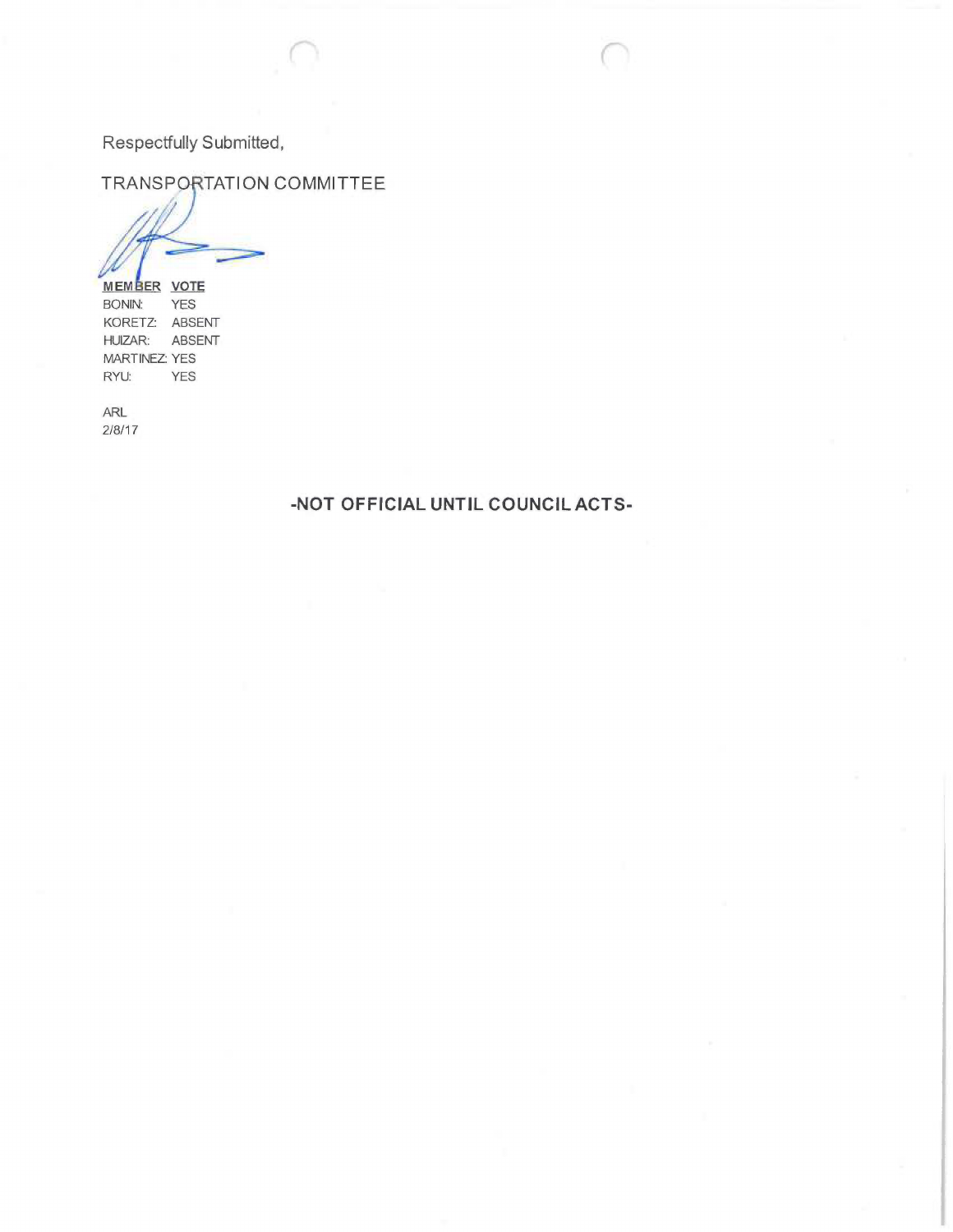Respectfully Submitted,

TRANSPORTATION COMMITTEE

| MEMBER | VOTE |
|---|---|
| BONIN: | YES |
| KORETZ: | ABSENT |
| HUIZAR: | ABSENT |
| MARTINEZ: | YES |
| RYU: | YES |

ARL
2/8/17

**-NOT OFFICIAL UNTIL COUNCIL ACTS-**